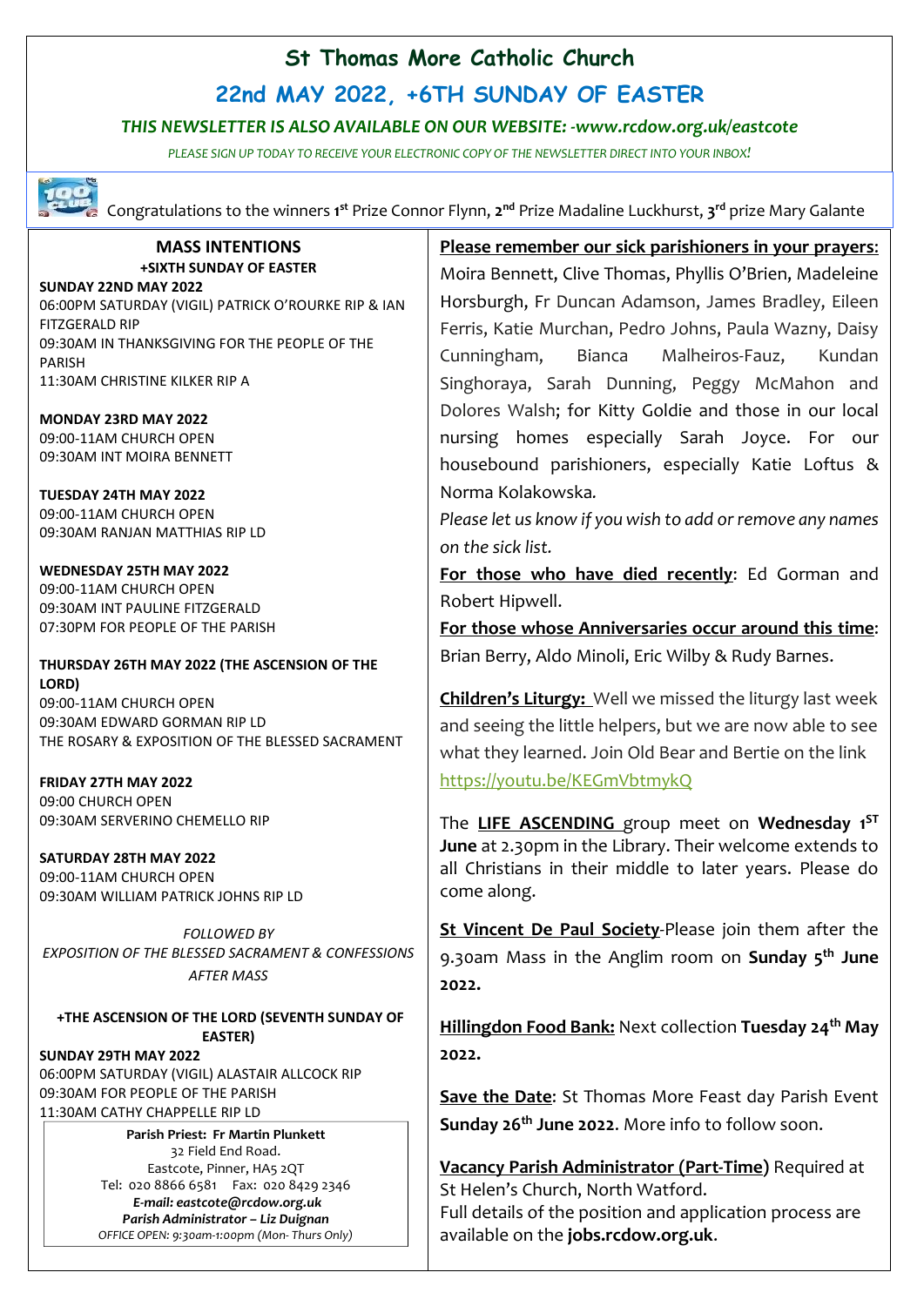# St Thomas More Catholic Church

## 22nd MAY 2022, +6TH SUNDAY OF EASTER

***THIS NEWSLETTER IS ALSO AVAILABLE ON OUR WEBSITE: -www.rcdow.org.uk/eastcote***

*PLEASE SIGN UP TODAY TO RECEIVE YOUR ELECTRONIC COPY OF THE NEWSLETTER DIRECT INTO YOUR INBOX!*

Congratulations to the winners **1st** Prize Connor Flynn, **2nd** Prize Madaline Luckhurst, **3rd** prize Mary Galante

### MASS INTENTIONS

**+SIXTH SUNDAY OF EASTER**

**SUNDAY 22ND MAY 2022**
06:00PM SATURDAY (VIGIL) PATRICK O'ROURKE RIP & IAN FITZGERALD RIP
09:30AM IN THANKSGIVING FOR THE PEOPLE OF THE PARISH
11:30AM CHRISTINE KILKER RIP A

**MONDAY 23RD MAY 2022**
09:00-11AM CHURCH OPEN
09:30AM INT MOIRA BENNETT

**TUESDAY 24TH MAY 2022**
09:00-11AM CHURCH OPEN
09:30AM RANJAN MATTHIAS RIP LD

**WEDNESDAY 25TH MAY 2022**
09:00-11AM CHURCH OPEN
09:30AM INT PAULINE FITZGERALD
07:30PM FOR PEOPLE OF THE PARISH

**THURSDAY 26TH MAY 2022 (THE ASCENSION OF THE LORD)**
09:00-11AM CHURCH OPEN
09:30AM EDWARD GORMAN RIP LD
THE ROSARY & EXPOSITION OF THE BLESSED SACRAMENT

**FRIDAY 27TH MAY 2022**
09:00 CHURCH OPEN
09:30AM SERVERINO CHEMELLO RIP

**SATURDAY 28TH MAY 2022**
09:00-11AM CHURCH OPEN
09:30AM WILLIAM PATRICK JOHNS RIP LD

*FOLLOWED BY*
*EXPOSITION OF THE BLESSED SACRAMENT & CONFESSIONS AFTER MASS*

**+THE ASCENSION OF THE LORD (SEVENTH SUNDAY OF EASTER)**

**SUNDAY 29TH MAY 2022**
06:00PM SATURDAY (VIGIL) ALASTAIR ALLCOCK RIP
09:30AM FOR PEOPLE OF THE PARISH
11:30AM CATHY CHAPPELLE RIP LD

**Parish Priest: Fr Martin Plunkett**
32 Field End Road.
Eastcote, Pinner, HA5 2QT
Tel: 020 8866 6581 Fax: 020 8429 2346
***E-mail: eastcote@rcdow.org.uk***
***Parish Administrator – Liz Duignan***
*OFFICE OPEN: 9:30am-1:00pm (Mon- Thurs Only)*

**Please remember our sick parishioners in your prayers:** Moira Bennett, Clive Thomas, Phyllis O'Brien, Madeleine Horsburgh, Fr Duncan Adamson, James Bradley, Eileen Ferris, Katie Murchan, Pedro Johns, Paula Wazny, Daisy Cunningham, Bianca Malheiros-Fauz, Kundan Singhoraya, Sarah Dunning, Peggy McMahon and Dolores Walsh; for Kitty Goldie and those in our local nursing homes especially Sarah Joyce. For our housebound parishioners, especially Katie Loftus & Norma Kolakowska.

*Please let us know if you wish to add or remove any names on the sick list.*

**For those who have died recently**: Ed Gorman and Robert Hipwell.

**For those whose Anniversaries occur around this time**: Brian Berry, Aldo Minoli, Eric Wilby & Rudy Barnes.

**Children's Liturgy:** Well we missed the liturgy last week and seeing the little helpers, but we are now able to see what they learned. Join Old Bear and Bertie on the link https://youtu.be/KEGmVbtmykQ

The **LIFE ASCENDING** group meet on **Wednesday 1ST June** at 2.30pm in the Library. Their welcome extends to all Christians in their middle to later years. Please do come along.

**St Vincent De Paul Society**-Please join them after the 9.30am Mass in the Anglim room on **Sunday 5th June 2022.**

**Hillingdon Food Bank:** Next collection **Tuesday 24th May 2022.**

**Save the Date**: St Thomas More Feast day Parish Event **Sunday 26th June 2022**. More info to follow soon.

**Vacancy Parish Administrator (Part-Time)** Required at St Helen's Church, North Watford.
Full details of the position and application process are available on the **jobs.rcdow.org.uk**.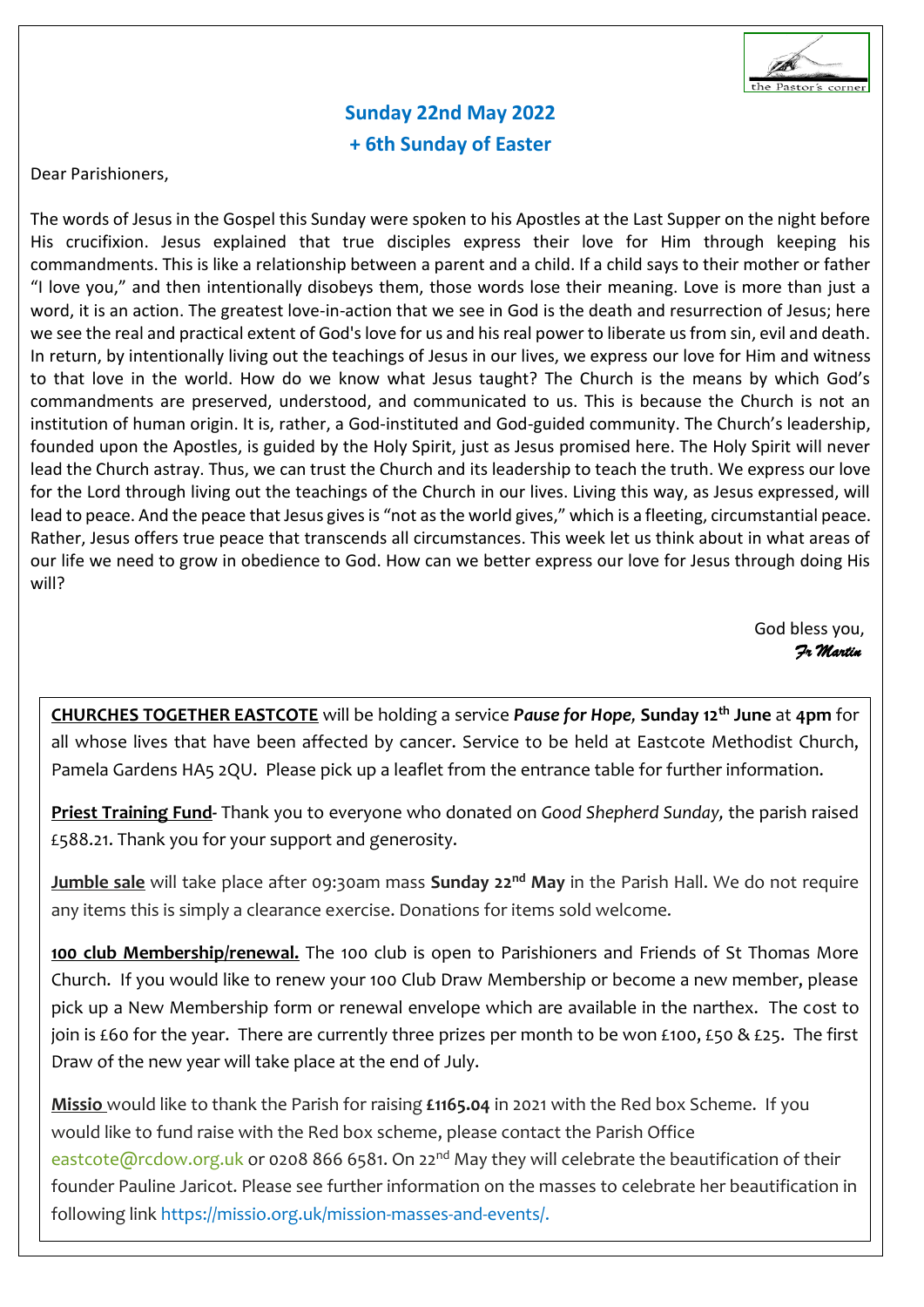## Sunday 22nd May 2022

## + 6th Sunday of Easter

Dear Parishioners,

The words of Jesus in the Gospel this Sunday were spoken to his Apostles at the Last Supper on the night before His crucifixion. Jesus explained that true disciples express their love for Him through keeping his commandments. This is like a relationship between a parent and a child. If a child says to their mother or father "I love you," and then intentionally disobeys them, those words lose their meaning. Love is more than just a word, it is an action. The greatest love-in-action that we see in God is the death and resurrection of Jesus; here we see the real and practical extent of God's love for us and his real power to liberate us from sin, evil and death. In return, by intentionally living out the teachings of Jesus in our lives, we express our love for Him and witness to that love in the world. How do we know what Jesus taught? The Church is the means by which God's commandments are preserved, understood, and communicated to us. This is because the Church is not an institution of human origin. It is, rather, a God-instituted and God-guided community. The Church's leadership, founded upon the Apostles, is guided by the Holy Spirit, just as Jesus promised here. The Holy Spirit will never lead the Church astray. Thus, we can trust the Church and its leadership to teach the truth. We express our love for the Lord through living out the teachings of the Church in our lives. Living this way, as Jesus expressed, will lead to peace. And the peace that Jesus gives is "not as the world gives," which is a fleeting, circumstantial peace. Rather, Jesus offers true peace that transcends all circumstances. This week let us think about in what areas of our life we need to grow in obedience to God. How can we better express our love for Jesus through doing His will?

God bless you,
*Fr Martin*

**CHURCHES TOGETHER EASTCOTE** will be holding a service ***Pause for Hope*, Sunday 12th June** at **4pm** for all whose lives that have been affected by cancer. Service to be held at Eastcote Methodist Church, Pamela Gardens HA5 2QU. Please pick up a leaflet from the entrance table for further information.

**Priest Training Fund**- Thank you to everyone who donated on *Good Shepherd Sunday*, the parish raised £588.21. Thank you for your support and generosity.

**Jumble sale** will take place after 09:30am mass **Sunday 22nd May** in the Parish Hall. We do not require any items this is simply a clearance exercise. Donations for items sold welcome.

**100 club Membership/renewal.** The 100 club is open to Parishioners and Friends of St Thomas More Church. If you would like to renew your 100 Club Draw Membership or become a new member, please pick up a New Membership form or renewal envelope which are available in the narthex. The cost to join is £60 for the year. There are currently three prizes per month to be won £100, £50 & £25. The first Draw of the new year will take place at the end of July.

**Missio** would like to thank the Parish for raising **£1165.04** in 2021 with the Red box Scheme. If you would like to fund raise with the Red box scheme, please contact the Parish Office eastcote@rcdow.org.uk or 0208 866 6581. On 22nd May they will celebrate the beautification of their founder Pauline Jaricot. Please see further information on the masses to celebrate her beautification in following link https://missio.org.uk/mission-masses-and-events/.